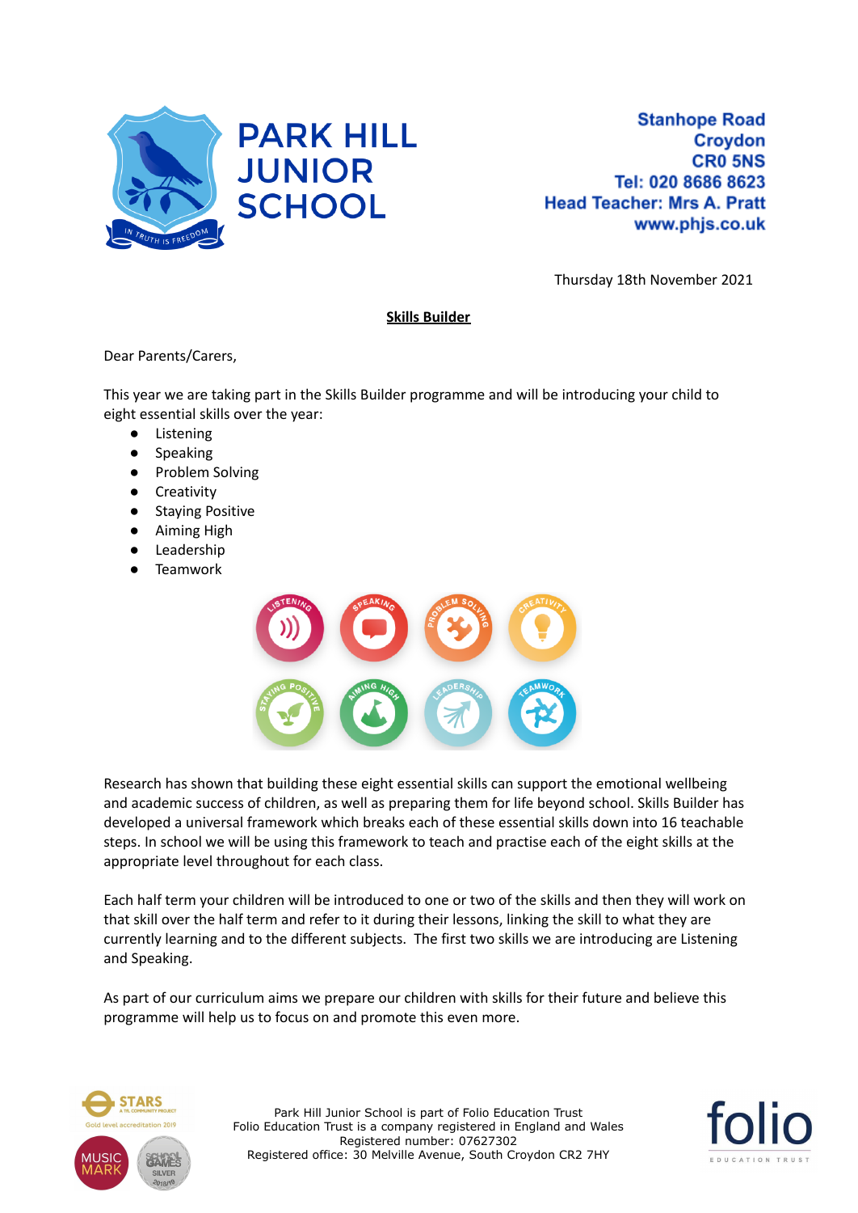# PARK HILL JUNIOR SCHOOL

Stanhope Road
Croydon
CR0 5NS
Tel: 020 8686 8623
Head Teacher: Mrs A. Pratt
www.phjs.co.uk

Thursday 18th November 2021

**Skills Builder**

Dear Parents/Carers,

This year we are taking part in the Skills Builder programme and will be introducing your child to eight essential skills over the year:

- Listening
- Speaking
- Problem Solving
- Creativity
- Staying Positive
- Aiming High
- Leadership
- Teamwork

Research has shown that building these eight essential skills can support the emotional wellbeing and academic success of children, as well as preparing them for life beyond school. Skills Builder has developed a universal framework which breaks each of these essential skills down into 16 teachable steps. In school we will be using this framework to teach and practise each of the eight skills at the appropriate level throughout for each class.

Each half term your children will be introduced to one or two of the skills and then they will work on that skill over the half term and refer to it during their lessons, linking the skill to what they are currently learning and to the different subjects. The first two skills we are introducing are Listening and Speaking.

As part of our curriculum aims we prepare our children with skills for their future and believe this programme will help us to focus on and promote this even more.

Park Hill Junior School is part of Folio Education Trust
Folio Education Trust is a company registered in England and Wales
Registered number: 07627302
Registered office: 30 Melville Avenue, South Croydon CR2 7HY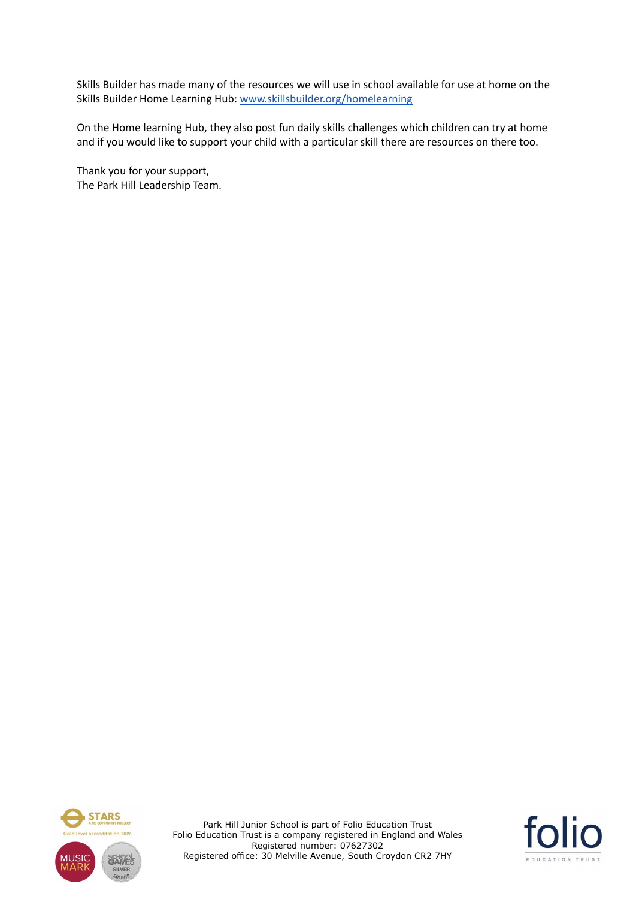Skills Builder has made many of the resources we will use in school available for use at home on the Skills Builder Home Learning Hub: [www.skillsbuilder.org/homelearning](http://www.skillsbuilder.org/homelearning)

On the Home learning Hub, they also post fun daily skills challenges which children can try at home and if you would like to support your child with a particular skill there are resources on there too.

Thank you for your support,
The Park Hill Leadership Team.

Park Hill Junior School is part of Folio Education Trust
Folio Education Trust is a company registered in England and Wales
Registered number: 07627302
Registered office: 30 Melville Avenue, South Croydon CR2 7HY